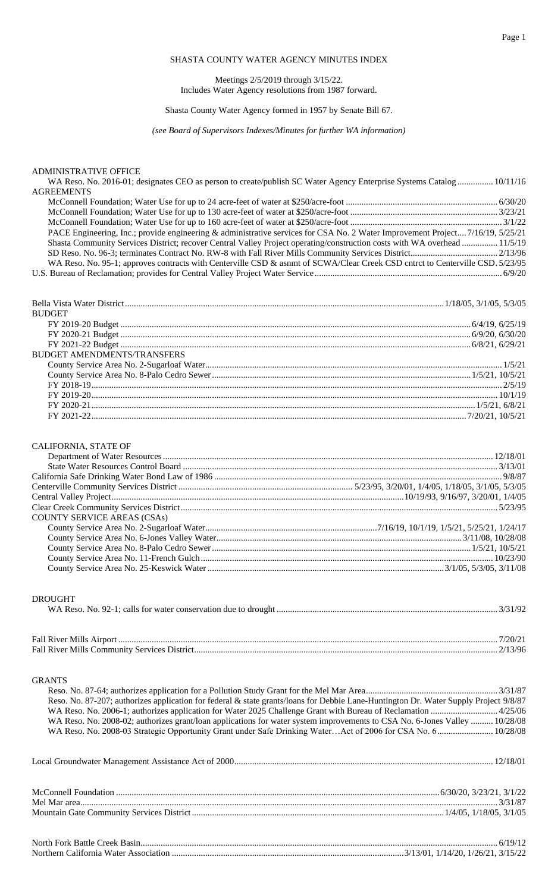# SHASTA COUNTY WATER AGENCY MINUTES INDEX

Meetings 2/5/2019 through 3/15/22.
Includes Water Agency resolutions from 1987 forward.

Shasta County Water Agency formed in 1957 by Senate Bill 67.

*(see Board of Supervisors Indexes/Minutes for further WA information)*

ADMINISTRATIVE OFFICE
- WA Reso. No. 2016-01; designates CEO as person to create/publish SC Water Agency Enterprise Systems Catalog ................ 10/11/16

AGREEMENTS
- McConnell Foundation; Water Use for up to 24 acre-feet of water at $250/acre-foot .................................................................. 6/30/20
- McConnell Foundation; Water Use for up to 130 acre-feet of water at $250/acre-foot ................................................................ 3/23/21
- McConnell Foundation; Water Use for up to 160 acre-feet of water at $250/acre-foot .................................................................. 3/1/22
- PACE Engineering, Inc.; provide engineering & administrative services for CSA No. 2 Water Improvement Project.... 7/16/19, 5/25/21
- Shasta Community Services District; recover Central Valley Project operating/construction costs with WA overhead ................ 11/5/19
- SD Reso. No. 96-3; terminates Contract No. RW-8 with Fall River Mills Community Services District....................................... 2/13/96
- WA Reso. No. 95-1; approves contracts with Centerville CSD & asnmt of SCWA/Clear Creek CSD cntrct to Centerville CSD. 5/23/95
- U.S. Bureau of Reclamation; provides for Central Valley Project Water Service .................................................................................. 6/9/20

Bella Vista Water District.......................................................................................................................... 1/18/05, 3/1/05, 5/3/05

BUDGET
- FY 2019-20 Budget ........................................................................................................................................ 6/4/19, 6/25/19
- FY 2020-21 Budget ........................................................................................................................................ 6/9/20, 6/30/20
- FY 2021-22 Budget ........................................................................................................................................ 6/8/21, 6/29/21

BUDGET AMENDMENTS/TRANSFERS
- County Service Area No. 2-Sugarloaf Water....................................................................................................................... 1/5/21
- County Service Area No. 8-Palo Cedro Sewer ................................................................................................... 1/5/21, 10/5/21
- FY 2018-19.................................................................................................................................................................... 2/5/19
- FY 2019-20.................................................................................................................................................................. 10/1/19
- FY 2020-21......................................................................................................................................................... 1/5/21, 6/8/21
- FY 2021-22....................................................................................................................................................... 7/20/21, 10/5/21

CALIFORNIA, STATE OF
- Department of Water Resources.................................................................................................................................... 12/18/01
- State Water Resources Control Board ........................................................................................................................... 3/13/01

California Safe Drinking Water Bond Law of 1986 ............................................................................................................ 9/8/87

Centerville Community Services District .............................................................................. 5/23/95, 3/20/01, 1/4/05, 1/18/05, 3/1/05, 5/3/05

Central Valley Project.......................................................................................................... 10/19/93, 9/16/97, 3/20/01, 1/4/05

Clear Creek Community Services District ....................................................................................................................... 5/23/95

COUNTY SERVICE AREAS (CSAs)
- County Service Area No. 2-Sugarloaf Water............................................................................ 7/16/19, 10/1/19, 1/5/21, 5/25/21, 1/24/17
- County Service Area No. 6-Jones Valley Water.................................................................................................. 3/11/08, 10/28/08
- County Service Area No. 8-Palo Cedro Sewer ......................................................................................................... 1/5/21, 10/5/21
- County Service Area No. 11-French Gulch ........................................................................................................................ 10/23/90
- County Service Area No. 25-Keswick Water ................................................................................................... 3/1/05, 5/3/05, 3/11/08

DROUGHT
- WA Reso. No. 92-1; calls for water conservation due to drought ................................................................................................ 3/31/92

Fall River Mills Airport ........................................................................................................................................................ 7/20/21

Fall River Mills Community Services District....................................................................................................................... 2/13/96

GRANTS
- Reso. No. 87-64; authorizes application for a Pollution Study Grant for the Mel Mar Area........................................................ 3/31/87
- Reso. No. 87-207; authorizes application for federal & state grants/loans for Debbie Lane-Huntington Dr. Water Supply Project 9/8/87
- WA Reso. No. 2006-1; authorizes application for Water 2025 Challenge Grant with Bureau of Reclamation ............................. 4/25/06
- WA Reso. No. 2008-02; authorizes grant/loan applications for water system improvements to CSA No. 6-Jones Valley .......... 10/28/08
- WA Reso. No. 2008-03 Strategic Opportunity Grant under Safe Drinking Water…Act of 2006 for CSA No. 6......................... 10/28/08

Local Groundwater Management Assistance Act of 2000..................................................................................................... 12/18/01

McConnell Foundation .............................................................................................................. 6/30/20, 3/23/21, 3/1/22

Mel Mar area......................................................................................................................................................................... 3/31/87

Mountain Gate Community Services District ................................................................................................ 1/4/05, 1/18/05, 3/1/05

North Fork Battle Creek Basin.............................................................................................................................................. 6/19/12

Northern California Water Association ....................................................................................... 3/13/01, 1/14/20, 1/26/21, 3/15/22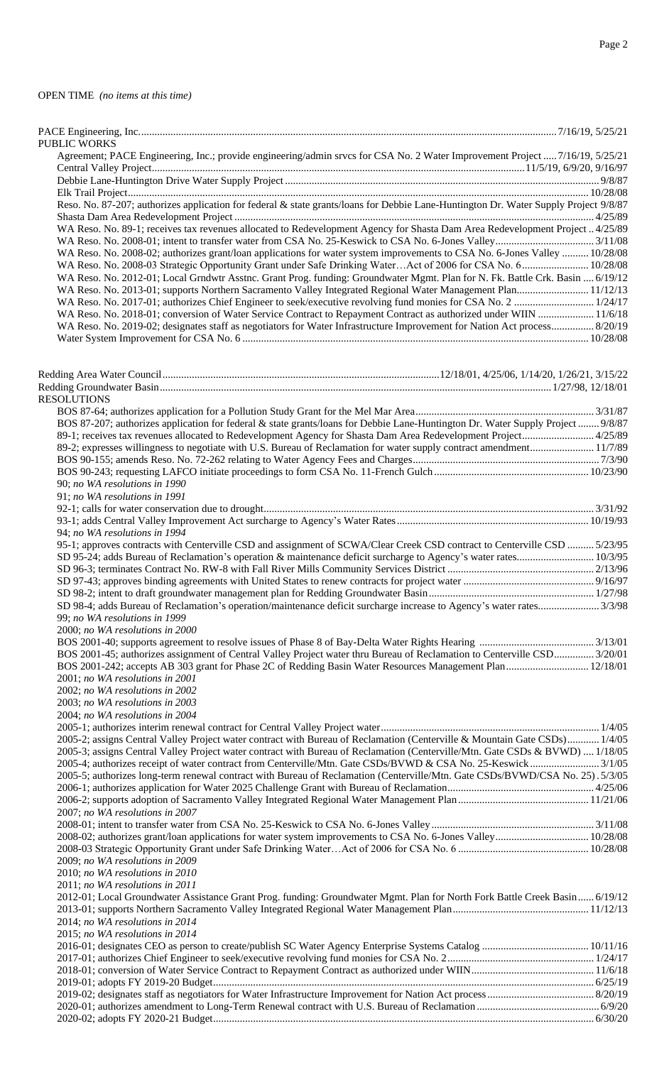OPEN TIME *(no items at this time)*

PACE Engineering, Inc. ....................7/16/19, 5/25/21

PUBLIC WORKS

- Agreement; PACE Engineering, Inc.; provide engineering/admin srvcs for CSA No. 2 Water Improvement Project .....7/16/19, 5/25/21
- Central Valley Project....................11/5/19, 6/9/20, 9/16/97
- Debbie Lane-Huntington Drive Water Supply Project ....................9/8/87
- Elk Trail Project....................10/28/08
- Reso. No. 87-207; authorizes application for federal & state grants/loans for Debbie Lane-Huntington Dr. Water Supply Project 9/8/87
- Shasta Dam Area Redevelopment Project ....................4/25/89
- WA Reso. No. 89-1; receives tax revenues allocated to Redevelopment Agency for Shasta Dam Area Redevelopment Project .. 4/25/89
- WA Reso. No. 2008-01; intent to transfer water from CSA No. 25-Keswick to CSA No. 6-Jones Valley....................3/11/08
- WA Reso. No. 2008-02; authorizes grant/loan applications for water system improvements to CSA No. 6-Jones Valley .......... 10/28/08
- WA Reso. No. 2008-03 Strategic Opportunity Grant under Safe Drinking Water…Act of 2006 for CSA No. 6....................10/28/08
- WA Reso. No. 2012-01; Local Grndwtr Asstnc. Grant Prog. funding: Groundwater Mgmt. Plan for N. Fk. Battle Crk. Basin .... 6/19/12
- WA Reso. No. 2013-01; supports Northern Sacramento Valley Integrated Regional Water Management Plan....................11/12/13
- WA Reso. No. 2017-01; authorizes Chief Engineer to seek/executive revolving fund monies for CSA No. 2 ....................1/24/17
- WA Reso. No. 2018-01; conversion of Water Service Contract to Repayment Contract as authorized under WIIN ....................11/6/18
- WA Reso. No. 2019-02; designates staff as negotiators for Water Infrastructure Improvement for Nation Act process....................8/20/19
- Water System Improvement for CSA No. 6 ....................10/28/08

Redding Area Water Council....................12/18/01, 4/25/06, 1/14/20, 1/26/21, 3/15/22

Redding Groundwater Basin....................1/27/98, 12/18/01

RESOLUTIONS

- BOS 87-64; authorizes application for a Pollution Study Grant for the Mel Mar Area....................3/31/87
- BOS 87-207; authorizes application for federal & state grants/loans for Debbie Lane-Huntington Dr. Water Supply Project ........ 9/8/87
- 89-1; receives tax revenues allocated to Redevelopment Agency for Shasta Dam Area Redevelopment Project....................4/25/89
- 89-2; expresses willingness to negotiate with U.S. Bureau of Reclamation for water supply contract amendment....................11/7/89
- BOS 90-155; amends Reso. No. 72-262 relating to Water Agency Fees and Charges....................7/3/90
- BOS 90-243; requesting LAFCO initiate proceedings to form CSA No. 11-French Gulch ....................10/23/90
- 90; *no WA resolutions in 1990*
- 91; *no WA resolutions in 1991*
- 92-1; calls for water conservation due to drought....................3/31/92
- 93-1; adds Central Valley Improvement Act surcharge to Agency's Water Rates....................10/19/93
- 94; *no WA resolutions in 1994*
- 95-1; approves contracts with Centerville CSD and assignment of SCWA/Clear Creek CSD contract to Centerville CSD .......... 5/23/95
- SD 95-24; adds Bureau of Reclamation's operation & maintenance deficit surcharge to Agency's water rates....................10/3/95
- SD 96-3; terminates Contract No. RW-8 with Fall River Mills Community Services District ....................2/13/96
- SD 97-43; approves binding agreements with United States to renew contracts for project water ....................9/16/97
- SD 98-2; intent to draft groundwater management plan for Redding Groundwater Basin....................1/27/98
- SD 98-4; adds Bureau of Reclamation's operation/maintenance deficit surcharge increase to Agency's water rates....................3/3/98
- 99; *no WA resolutions in 1999*
- 2000; *no WA resolutions in 2000*
- BOS 2001-40; supports agreement to resolve issues of Phase 8 of Bay-Delta Water Rights Hearing ....................3/13/01
- BOS 2001-45; authorizes assignment of Central Valley Project water thru Bureau of Reclamation to Centerville CSD....................3/20/01
- BOS 2001-242; accepts AB 303 grant for Phase 2C of Redding Basin Water Resources Management Plan....................12/18/01
- 2001; *no WA resolutions in 2001*
- 2002; *no WA resolutions in 2002*
- 2003; *no WA resolutions in 2003*
- 2004; *no WA resolutions in 2004*
- 2005-1; authorizes interim renewal contract for Central Valley Project water....................1/4/05
- 2005-2; assigns Central Valley Project water contract with Bureau of Reclamation (Centerville & Mountain Gate CSDs)............ 1/4/05
- 2005-3; assigns Central Valley Project water contract with Bureau of Reclamation (Centerville/Mtn. Gate CSDs & BVWD) .... 1/18/05
- 2005-4; authorizes receipt of water contract from Centerville/Mtn. Gate CSDs/BVWD & CSA No. 25-Keswick....................3/1/05
- 2005-5; authorizes long-term renewal contract with Bureau of Reclamation (Centerville/Mtn. Gate CSDs/BVWD/CSA No. 25) . 5/3/05
- 2006-1; authorizes application for Water 2025 Challenge Grant with Bureau of Reclamation....................4/25/06
- 2006-2; supports adoption of Sacramento Valley Integrated Regional Water Management Plan....................11/21/06
- 2007; *no WA resolutions in 2007*
- 2008-01; intent to transfer water from CSA No. 25-Keswick to CSA No. 6-Jones Valley....................3/11/08
- 2008-02; authorizes grant/loan applications for water system improvements to CSA No. 6-Jones Valley....................10/28/08
- 2008-03 Strategic Opportunity Grant under Safe Drinking Water…Act of 2006 for CSA No. 6 ....................10/28/08
- 2009; *no WA resolutions in 2009*
- 2010; *no WA resolutions in 2010*
- 2011; *no WA resolutions in 2011*
- 2012-01; Local Groundwater Assistance Grant Prog. funding: Groundwater Mgmt. Plan for North Fork Battle Creek Basin...... 6/19/12
- 2013-01; supports Northern Sacramento Valley Integrated Regional Water Management Plan....................11/12/13
- 2014; *no WA resolutions in 2014*
- 2015; *no WA resolutions in 2014*
- 2016-01; designates CEO as person to create/publish SC Water Agency Enterprise Systems Catalog ....................10/11/16
- 2017-01; authorizes Chief Engineer to seek/executive revolving fund monies for CSA No. 2....................1/24/17
- 2018-01; conversion of Water Service Contract to Repayment Contract as authorized under WIIN....................11/6/18
- 2019-01; adopts FY 2019-20 Budget....................6/25/19
- 2019-02; designates staff as negotiators for Water Infrastructure Improvement for Nation Act process....................8/20/19
- 2020-01; authorizes amendment to Long-Term Renewal contract with U.S. Bureau of Reclamation....................6/9/20
- 2020-02; adopts FY 2020-21 Budget....................6/30/20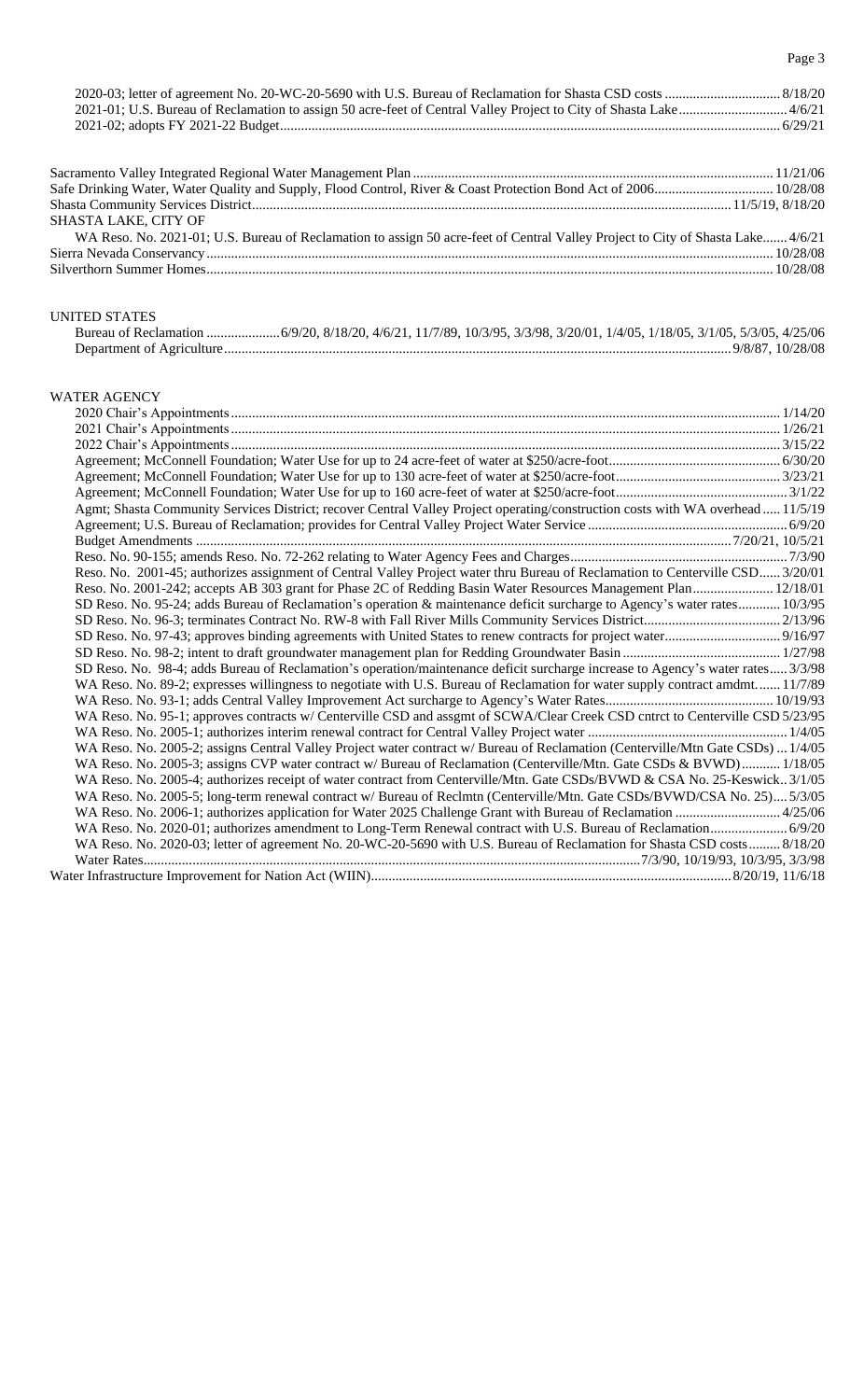2020-03; letter of agreement No. 20-WC-20-5690 with U.S. Bureau of Reclamation for Shasta CSD costs ................................ 8/18/20
2021-01; U.S. Bureau of Reclamation to assign 50 acre-feet of Central Valley Project to City of Shasta Lake .............................. 4/6/21
2021-02; adopts FY 2021-22 Budget............................................................................................................................................ 6/29/21

Sacramento Valley Integrated Regional Water Management Plan ..................................................................................................... 11/21/06
Safe Drinking Water, Water Quality and Supply, Flood Control, River & Coast Protection Bond Act of 2006................................. 10/28/08
Shasta Community Services District...................................................................................................................................... 11/5/19, 8/18/20

SHASTA LAKE, CITY OF

WA Reso. No. 2021-01; U.S. Bureau of Reclamation to assign 50 acre-feet of Central Valley Project to City of Shasta Lake....... 4/6/21

Sierra Nevada Conservancy.................................................................................................................................................................. 10/28/08
Silverthorn Summer Homes.................................................................................................................................................................. 10/28/08

UNITED STATES

Bureau of Reclamation ....................6/9/20, 8/18/20, 4/6/21, 11/7/89, 10/3/95, 3/3/98, 3/20/01, 1/4/05, 1/18/05, 3/1/05, 5/3/05, 4/25/06
Department of Agriculture............................................................................................................................................... 9/8/87, 10/28/08

WATER AGENCY

2020 Chair's Appointments.......................................................................................................................................................... 1/14/20
2021 Chair's Appointments.......................................................................................................................................................... 1/26/21
2022 Chair's Appointments.......................................................................................................................................................... 3/15/22
Agreement; McConnell Foundation; Water Use for up to 24 acre-feet of water at $250/acre-foot................................................ 6/30/20
Agreement; McConnell Foundation; Water Use for up to 130 acre-feet of water at $250/acre-foot.............................................. 3/23/21
Agreement; McConnell Foundation; Water Use for up to 160 acre-feet of water at $250/acre-foot................................................ 3/1/22
Agmt; Shasta Community Services District; recover Central Valley Project operating/construction costs with WA overhead..... 11/5/19
Agreement; U.S. Bureau of Reclamation; provides for Central Valley Project Water Service ........................................................ 6/9/20
Budget Amendments .................................................................................................................................................. 7/20/21, 10/5/21
Reso. No. 90-155; amends Reso. No. 72-262 relating to Water Agency Fees and Charges............................................................. 7/3/90
Reso. No. 2001-45; authorizes assignment of Central Valley Project water thru Bureau of Reclamation to Centerville CSD...... 3/20/01
Reso. No. 2001-242; accepts AB 303 grant for Phase 2C of Redding Basin Water Resources Management Plan...................... 12/18/01
SD Reso. No. 95-24; adds Bureau of Reclamation's operation & maintenance deficit surcharge to Agency's water rates........... 10/3/95
SD Reso. No. 96-3; terminates Contract No. RW-8 with Fall River Mills Community Services District...................................... 2/13/96
SD Reso. No. 97-43; approves binding agreements with United States to renew contracts for project water................................ 9/16/97
SD Reso. No. 98-2; intent to draft groundwater management plan for Redding Groundwater Basin ............................................ 1/27/98
SD Reso. No. 98-4; adds Bureau of Reclamation's operation/maintenance deficit surcharge increase to Agency's water rates..... 3/3/98
WA Reso. No. 89-2; expresses willingness to negotiate with U.S. Bureau of Reclamation for water supply contract amdmt....... 11/7/89
WA Reso. No. 93-1; adds Central Valley Improvement Act surcharge to Agency's Water Rates............................................... 10/19/93
WA Reso. No. 95-1; approves contracts w/ Centerville CSD and assgmt of SCWA/Clear Creek CSD cntrct to Centerville CSD 5/23/95
WA Reso. No. 2005-1; authorizes interim renewal contract for Central Valley Project water ........................................................ 1/4/05
WA Reso. No. 2005-2; assigns Central Valley Project water contract w/ Bureau of Reclamation (Centerville/Mtn Gate CSDs) ... 1/4/05
WA Reso. No. 2005-3; assigns CVP water contract w/ Bureau of Reclamation (Centerville/Mtn. Gate CSDs & BVWD)........... 1/18/05
WA Reso. No. 2005-4; authorizes receipt of water contract from Centerville/Mtn. Gate CSDs/BVWD & CSA No. 25-Keswick.. 3/1/05
WA Reso. No. 2005-5; long-term renewal contract w/ Bureau of Reclmtn (Centerville/Mtn. Gate CSDs/BVWD/CSA No. 25).... 5/3/05
WA Reso. No. 2006-1; authorizes application for Water 2025 Challenge Grant with Bureau of Reclamation ............................. 4/25/06
WA Reso. No. 2020-01; authorizes amendment to Long-Term Renewal contract with U.S. Bureau of Reclamation...................... 6/9/20
WA Reso. No. 2020-03; letter of agreement No. 20-WC-20-5690 with U.S. Bureau of Reclamation for Shasta CSD costs......... 8/18/20
Water Rates.............................................................................................................................. 7/3/90, 10/19/93, 10/3/95, 3/3/98

Water Infrastructure Improvement for Nation Act (WIIN)...................................................................................................... 8/20/19, 11/6/18